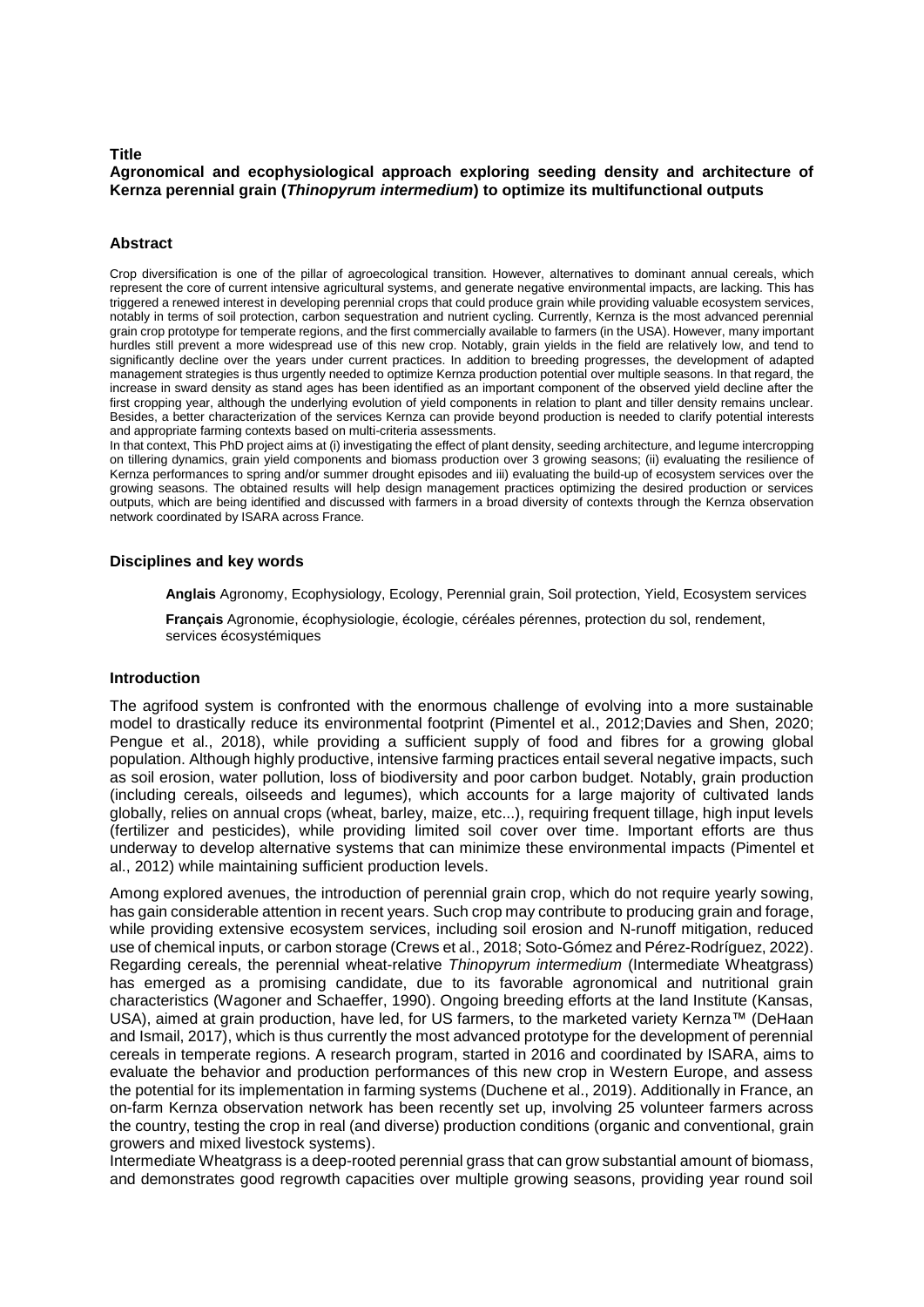**Title**

**Agronomical and ecophysiological approach exploring seeding density and architecture of Kernza perennial grain (*Thinopyrum intermedium*) to optimize its multifunctional outputs**

## Abstract

Crop diversification is one of the pillar of agroecological transition. However, alternatives to dominant annual cereals, which represent the core of current intensive agricultural systems, and generate negative environmental impacts, are lacking. This has triggered a renewed interest in developing perennial crops that could produce grain while providing valuable ecosystem services, notably in terms of soil protection, carbon sequestration and nutrient cycling. Currently, Kernza is the most advanced perennial grain crop prototype for temperate regions, and the first commercially available to farmers (in the USA). However, many important hurdles still prevent a more widespread use of this new crop. Notably, grain yields in the field are relatively low, and tend to significantly decline over the years under current practices. In addition to breeding progresses, the development of adapted management strategies is thus urgently needed to optimize Kernza production potential over multiple seasons. In that regard, the increase in sward density as stand ages has been identified as an important component of the observed yield decline after the first cropping year, although the underlying evolution of yield components in relation to plant and tiller density remains unclear. Besides, a better characterization of the services Kernza can provide beyond production is needed to clarify potential interests and appropriate farming contexts based on multi-criteria assessments.

In that context, This PhD project aims at (i) investigating the effect of plant density, seeding architecture, and legume intercropping on tillering dynamics, grain yield components and biomass production over 3 growing seasons; (ii) evaluating the resilience of Kernza performances to spring and/or summer drought episodes and iii) evaluating the build-up of ecosystem services over the growing seasons. The obtained results will help design management practices optimizing the desired production or services outputs, which are being identified and discussed with farmers in a broad diversity of contexts through the Kernza observation network coordinated by ISARA across France.

## Disciplines and key words

**Anglais** Agronomy, Ecophysiology, Ecology, Perennial grain, Soil protection, Yield, Ecosystem services

**Français** Agronomie, écophysiologie, écologie, céréales pérennes, protection du sol, rendement, services écosystémiques

## Introduction

The agrifood system is confronted with the enormous challenge of evolving into a more sustainable model to drastically reduce its environmental footprint (Pimentel et al., 2012;Davies and Shen, 2020; Pengue et al., 2018), while providing a sufficient supply of food and fibres for a growing global population. Although highly productive, intensive farming practices entail several negative impacts, such as soil erosion, water pollution, loss of biodiversity and poor carbon budget. Notably, grain production (including cereals, oilseeds and legumes), which accounts for a large majority of cultivated lands globally, relies on annual crops (wheat, barley, maize, etc...), requiring frequent tillage, high input levels (fertilizer and pesticides), while providing limited soil cover over time. Important efforts are thus underway to develop alternative systems that can minimize these environmental impacts (Pimentel et al., 2012) while maintaining sufficient production levels.

Among explored avenues, the introduction of perennial grain crop, which do not require yearly sowing, has gain considerable attention in recent years. Such crop may contribute to producing grain and forage, while providing extensive ecosystem services, including soil erosion and N-runoff mitigation, reduced use of chemical inputs, or carbon storage (Crews et al., 2018; Soto-Gómez and Pérez-Rodríguez, 2022). Regarding cereals, the perennial wheat-relative *Thinopyrum intermedium* (Intermediate Wheatgrass) has emerged as a promising candidate, due to its favorable agronomical and nutritional grain characteristics (Wagoner and Schaeffer, 1990). Ongoing breeding efforts at the land Institute (Kansas, USA), aimed at grain production, have led, for US farmers, to the marketed variety Kernza™ (DeHaan and Ismail, 2017), which is thus currently the most advanced prototype for the development of perennial cereals in temperate regions. A research program, started in 2016 and coordinated by ISARA, aims to evaluate the behavior and production performances of this new crop in Western Europe, and assess the potential for its implementation in farming systems (Duchene et al., 2019). Additionally in France, an on-farm Kernza observation network has been recently set up, involving 25 volunteer farmers across the country, testing the crop in real (and diverse) production conditions (organic and conventional, grain growers and mixed livestock systems).

Intermediate Wheatgrass is a deep-rooted perennial grass that can grow substantial amount of biomass, and demonstrates good regrowth capacities over multiple growing seasons, providing year round soil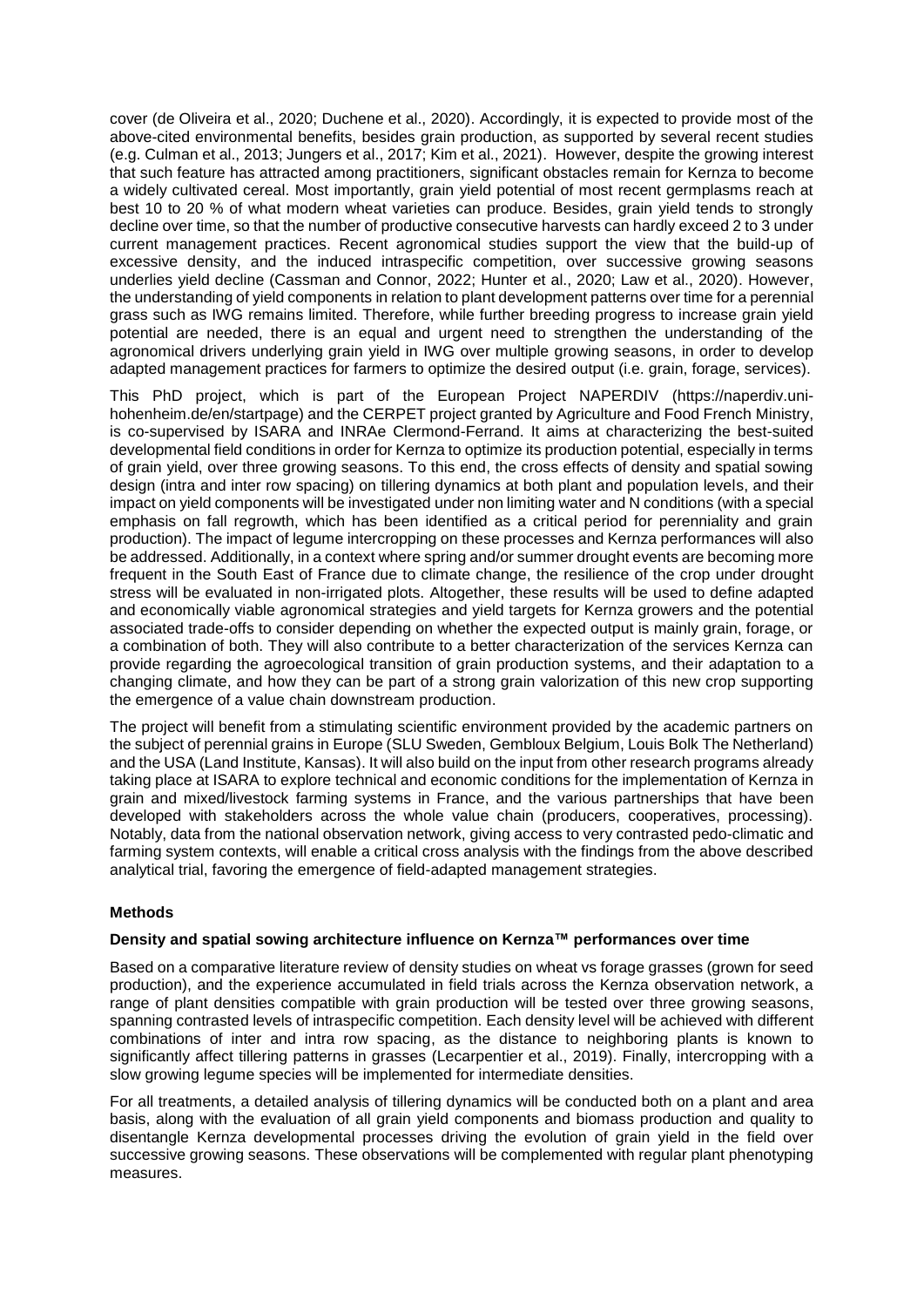cover (de Oliveira et al., 2020; Duchene et al., 2020). Accordingly, it is expected to provide most of the above-cited environmental benefits, besides grain production, as supported by several recent studies (e.g. Culman et al., 2013; Jungers et al., 2017; Kim et al., 2021). However, despite the growing interest that such feature has attracted among practitioners, significant obstacles remain for Kernza to become a widely cultivated cereal. Most importantly, grain yield potential of most recent germplasms reach at best 10 to 20 % of what modern wheat varieties can produce. Besides, grain yield tends to strongly decline over time, so that the number of productive consecutive harvests can hardly exceed 2 to 3 under current management practices. Recent agronomical studies support the view that the build-up of excessive density, and the induced intraspecific competition, over successive growing seasons underlies yield decline (Cassman and Connor, 2022; Hunter et al., 2020; Law et al., 2020). However, the understanding of yield components in relation to plant development patterns over time for a perennial grass such as IWG remains limited. Therefore, while further breeding progress to increase grain yield potential are needed, there is an equal and urgent need to strengthen the understanding of the agronomical drivers underlying grain yield in IWG over multiple growing seasons, in order to develop adapted management practices for farmers to optimize the desired output (i.e. grain, forage, services).

This PhD project, which is part of the European Project NAPERDIV (https://naperdiv.uni-hohenheim.de/en/startpage) and the CERPET project granted by Agriculture and Food French Ministry, is co-supervised by ISARA and INRAe Clermond-Ferrand. It aims at characterizing the best-suited developmental field conditions in order for Kernza to optimize its production potential, especially in terms of grain yield, over three growing seasons. To this end, the cross effects of density and spatial sowing design (intra and inter row spacing) on tillering dynamics at both plant and population levels, and their impact on yield components will be investigated under non limiting water and N conditions (with a special emphasis on fall regrowth, which has been identified as a critical period for perenniality and grain production). The impact of legume intercropping on these processes and Kernza performances will also be addressed. Additionally, in a context where spring and/or summer drought events are becoming more frequent in the South East of France due to climate change, the resilience of the crop under drought stress will be evaluated in non-irrigated plots. Altogether, these results will be used to define adapted and economically viable agronomical strategies and yield targets for Kernza growers and the potential associated trade-offs to consider depending on whether the expected output is mainly grain, forage, or a combination of both. They will also contribute to a better characterization of the services Kernza can provide regarding the agroecological transition of grain production systems, and their adaptation to a changing climate, and how they can be part of a strong grain valorization of this new crop supporting the emergence of a value chain downstream production.

The project will benefit from a stimulating scientific environment provided by the academic partners on the subject of perennial grains in Europe (SLU Sweden, Gembloux Belgium, Louis Bolk The Netherland) and the USA (Land Institute, Kansas). It will also build on the input from other research programs already taking place at ISARA to explore technical and economic conditions for the implementation of Kernza in grain and mixed/livestock farming systems in France, and the various partnerships that have been developed with stakeholders across the whole value chain (producers, cooperatives, processing). Notably, data from the national observation network, giving access to very contrasted pedo-climatic and farming system contexts, will enable a critical cross analysis with the findings from the above described analytical trial, favoring the emergence of field-adapted management strategies.

## Methods

### Density and spatial sowing architecture influence on Kernza™ performances over time

Based on a comparative literature review of density studies on wheat vs forage grasses (grown for seed production), and the experience accumulated in field trials across the Kernza observation network, a range of plant densities compatible with grain production will be tested over three growing seasons, spanning contrasted levels of intraspecific competition. Each density level will be achieved with different combinations of inter and intra row spacing, as the distance to neighboring plants is known to significantly affect tillering patterns in grasses (Lecarpentier et al., 2019). Finally, intercropping with a slow growing legume species will be implemented for intermediate densities.

For all treatments, a detailed analysis of tillering dynamics will be conducted both on a plant and area basis, along with the evaluation of all grain yield components and biomass production and quality to disentangle Kernza developmental processes driving the evolution of grain yield in the field over successive growing seasons. These observations will be complemented with regular plant phenotyping measures.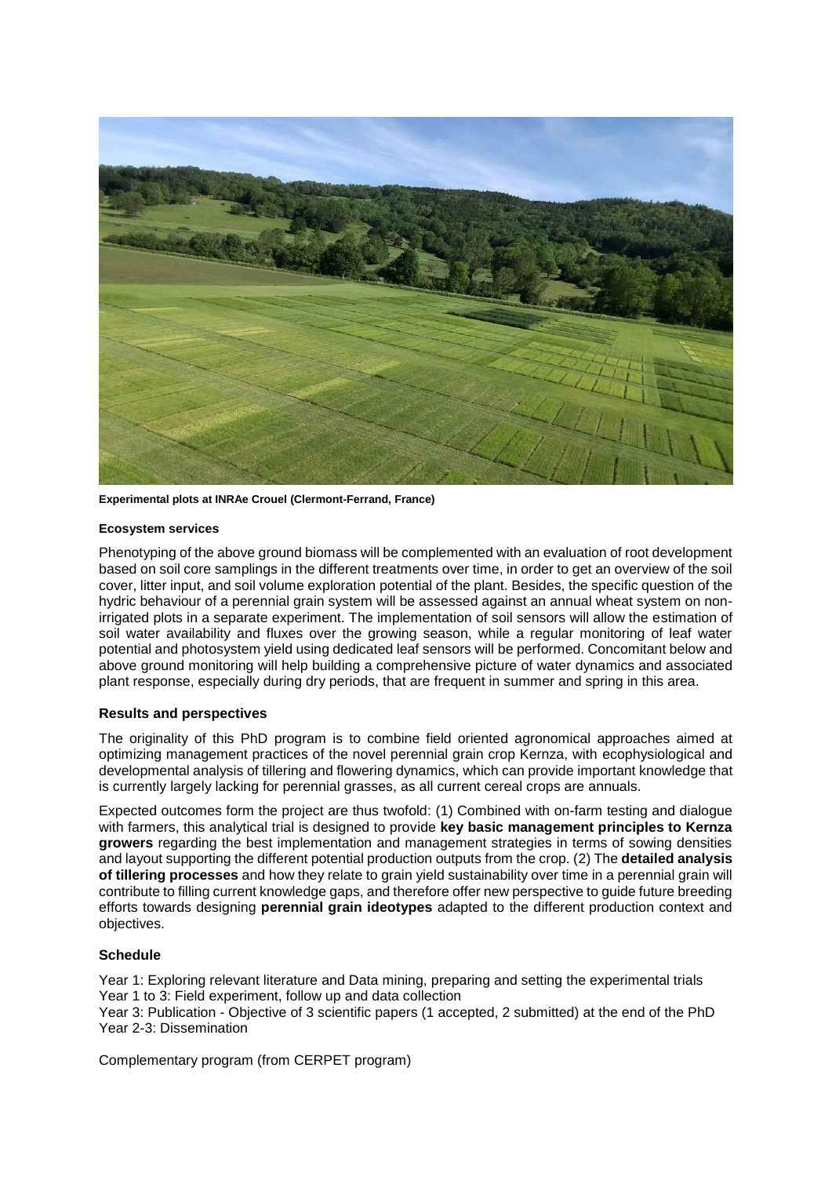**Experimental plots at INRAe Crouel (Clermont-Ferrand, France)**

**Ecosystem services**

Phenotyping of the above ground biomass will be complemented with an evaluation of root development based on soil core samplings in the different treatments over time, in order to get an overview of the soil cover, litter input, and soil volume exploration potential of the plant. Besides, the specific question of the hydric behaviour of a perennial grain system will be assessed against an annual wheat system on non-irrigated plots in a separate experiment. The implementation of soil sensors will allow the estimation of soil water availability and fluxes over the growing season, while a regular monitoring of leaf water potential and photosystem yield using dedicated leaf sensors will be performed. Concomitant below and above ground monitoring will help building a comprehensive picture of water dynamics and associated plant response, especially during dry periods, that are frequent in summer and spring in this area.

## Results and perspectives

The originality of this PhD program is to combine field oriented agronomical approaches aimed at optimizing management practices of the novel perennial grain crop Kernza, with ecophysiological and developmental analysis of tillering and flowering dynamics, which can provide important knowledge that is currently largely lacking for perennial grasses, as all current cereal crops are annuals.

Expected outcomes form the project are thus twofold: (1) Combined with on-farm testing and dialogue with farmers, this analytical trial is designed to provide **key basic management principles to Kernza growers** regarding the best implementation and management strategies in terms of sowing densities and layout supporting the different potential production outputs from the crop. (2) The **detailed analysis of tillering processes** and how they relate to grain yield sustainability over time in a perennial grain will contribute to filling current knowledge gaps, and therefore offer new perspective to guide future breeding efforts towards designing **perennial grain ideotypes** adapted to the different production context and objectives.

## Schedule

Year 1: Exploring relevant literature and Data mining, preparing and setting the experimental trials
Year 1 to 3: Field experiment, follow up and data collection
Year 3: Publication - Objective of 3 scientific papers (1 accepted, 2 submitted) at the end of the PhD
Year 2-3: Dissemination

Complementary program (from CERPET program)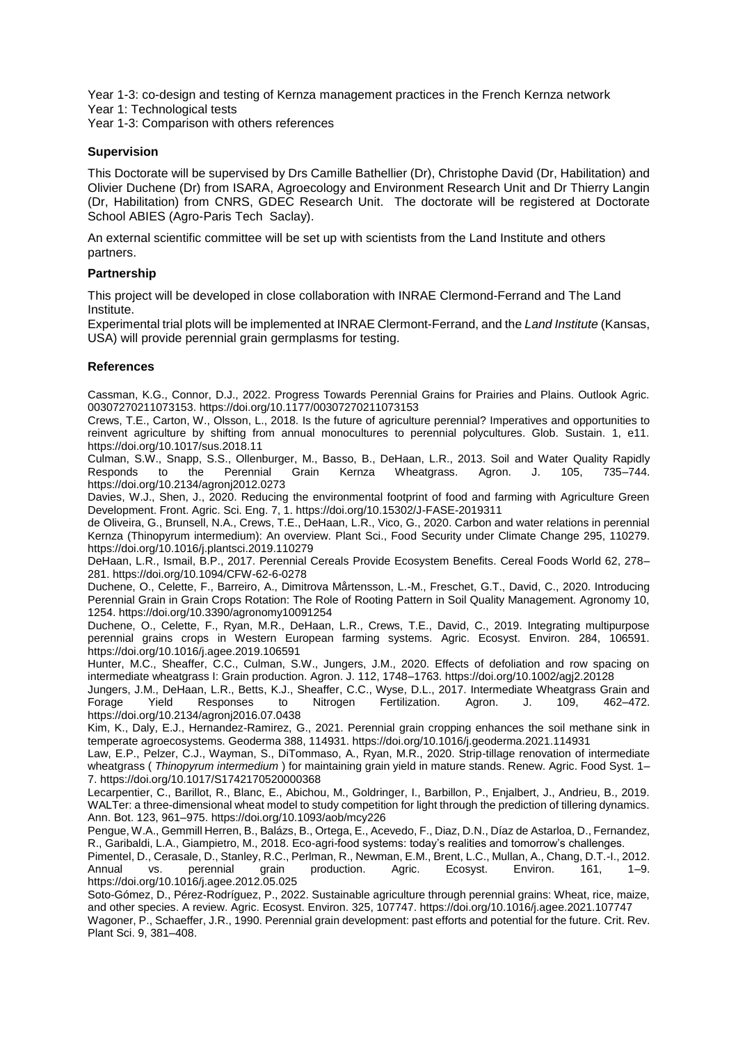Year 1-3: co-design and testing of Kernza management practices in the French Kernza network
Year 1: Technological tests
Year 1-3: Comparison with others references

### Supervision

This Doctorate will be supervised by Drs Camille Bathellier (Dr), Christophe David (Dr, Habilitation) and Olivier Duchene (Dr) from ISARA, Agroecology and Environment Research Unit and Dr Thierry Langin (Dr, Habilitation) from CNRS, GDEC Research Unit. The doctorate will be registered at Doctorate School ABIES (Agro-Paris Tech Saclay).

An external scientific committee will be set up with scientists from the Land Institute and others partners.

### Partnership

This project will be developed in close collaboration with INRAE Clermond-Ferrand and The Land Institute.
Experimental trial plots will be implemented at INRAE Clermont-Ferrand, and the *Land Institute* (Kansas, USA) will provide perennial grain germplasms for testing.

### References

Cassman, K.G., Connor, D.J., 2022. Progress Towards Perennial Grains for Prairies and Plains. Outlook Agric. 00307270211073153. https://doi.org/10.1177/00307270211073153

Crews, T.E., Carton, W., Olsson, L., 2018. Is the future of agriculture perennial? Imperatives and opportunities to reinvent agriculture by shifting from annual monocultures to perennial polycultures. Glob. Sustain. 1, e11. https://doi.org/10.1017/sus.2018.11

Culman, S.W., Snapp, S.S., Ollenburger, M., Basso, B., DeHaan, L.R., 2013. Soil and Water Quality Rapidly Responds to the Perennial Grain Kernza Wheatgrass. Agron. J. 105, 735–744. https://doi.org/10.2134/agronj2012.0273

Davies, W.J., Shen, J., 2020. Reducing the environmental footprint of food and farming with Agriculture Green Development. Front. Agric. Sci. Eng. 7, 1. https://doi.org/10.15302/J-FASE-2019311

de Oliveira, G., Brunsell, N.A., Crews, T.E., DeHaan, L.R., Vico, G., 2020. Carbon and water relations in perennial Kernza (Thinopyrum intermedium): An overview. Plant Sci., Food Security under Climate Change 295, 110279. https://doi.org/10.1016/j.plantsci.2019.110279

DeHaan, L.R., Ismail, B.P., 2017. Perennial Cereals Provide Ecosystem Benefits. Cereal Foods World 62, 278–281. https://doi.org/10.1094/CFW-62-6-0278

Duchene, O., Celette, F., Barreiro, A., Dimitrova Mårtensson, L.-M., Freschet, G.T., David, C., 2020. Introducing Perennial Grain in Grain Crops Rotation: The Role of Rooting Pattern in Soil Quality Management. Agronomy 10, 1254. https://doi.org/10.3390/agronomy10091254

Duchene, O., Celette, F., Ryan, M.R., DeHaan, L.R., Crews, T.E., David, C., 2019. Integrating multipurpose perennial grains crops in Western European farming systems. Agric. Ecosyst. Environ. 284, 106591. https://doi.org/10.1016/j.agee.2019.106591

Hunter, M.C., Sheaffer, C.C., Culman, S.W., Jungers, J.M., 2020. Effects of defoliation and row spacing on intermediate wheatgrass I: Grain production. Agron. J. 112, 1748–1763. https://doi.org/10.1002/agj2.20128

Jungers, J.M., DeHaan, L.R., Betts, K.J., Sheaffer, C.C., Wyse, D.L., 2017. Intermediate Wheatgrass Grain and Forage Yield Responses to Nitrogen Fertilization. Agron. J. 109, 462–472. https://doi.org/10.2134/agronj2016.07.0438

Kim, K., Daly, E.J., Hernandez-Ramirez, G., 2021. Perennial grain cropping enhances the soil methane sink in temperate agroecosystems. Geoderma 388, 114931. https://doi.org/10.1016/j.geoderma.2021.114931

Law, E.P., Pelzer, C.J., Wayman, S., DiTommaso, A., Ryan, M.R., 2020. Strip-tillage renovation of intermediate wheatgrass ( *Thinopyrum intermedium* ) for maintaining grain yield in mature stands. Renew. Agric. Food Syst. 1–7. https://doi.org/10.1017/S1742170520000368

Lecarpentier, C., Barillot, R., Blanc, E., Abichou, M., Goldringer, I., Barbillon, P., Enjalbert, J., Andrieu, B., 2019. WALTer: a three-dimensional wheat model to study competition for light through the prediction of tillering dynamics. Ann. Bot. 123, 961–975. https://doi.org/10.1093/aob/mcy226

Pengue, W.A., Gemmill Herren, B., Balázs, B., Ortega, E., Acevedo, F., Diaz, D.N., Díaz de Astarloa, D., Fernandez, R., Garibaldi, L.A., Giampietro, M., 2018. Eco-agri-food systems: today's realities and tomorrow's challenges.

Pimentel, D., Cerasale, D., Stanley, R.C., Perlman, R., Newman, E.M., Brent, L.C., Mullan, A., Chang, D.T.-I., 2012. Annual vs. perennial grain production. Agric. Ecosyst. Environ. 161, 1–9. https://doi.org/10.1016/j.agee.2012.05.025

Soto-Gómez, D., Pérez-Rodríguez, P., 2022. Sustainable agriculture through perennial grains: Wheat, rice, maize, and other species. A review. Agric. Ecosyst. Environ. 325, 107747. https://doi.org/10.1016/j.agee.2021.107747

Wagoner, P., Schaeffer, J.R., 1990. Perennial grain development: past efforts and potential for the future. Crit. Rev. Plant Sci. 9, 381–408.